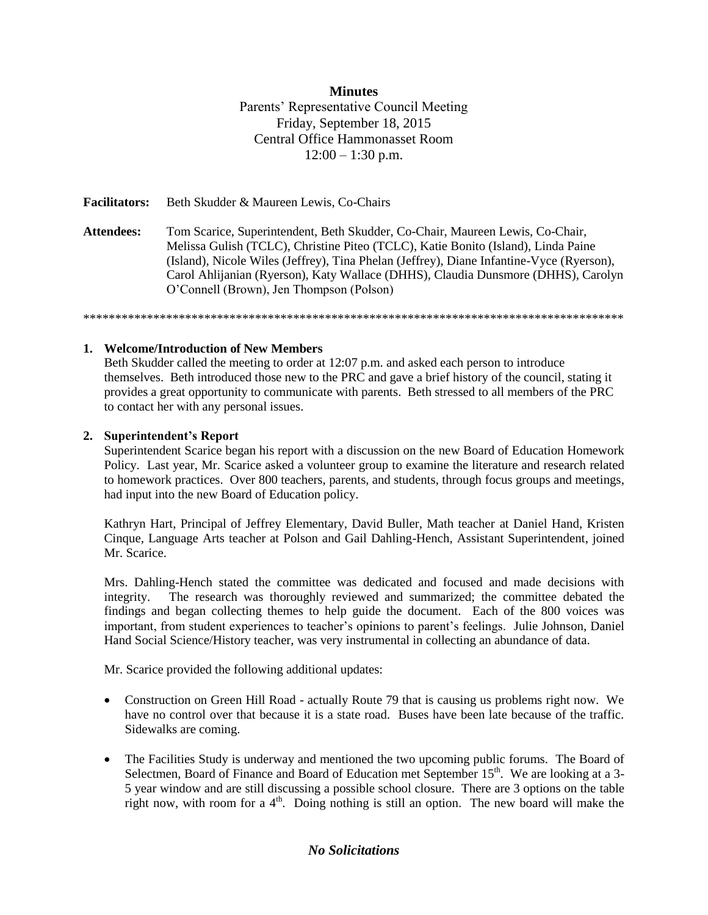# Minutes

Parents' Representative Council Meeting
Friday, September 18, 2015
Central Office Hammonasset Room
12:00 – 1:30 p.m.

**Facilitators:** Beth Skudder & Maureen Lewis, Co-Chairs

**Attendees:** Tom Scarice, Superintendent, Beth Skudder, Co-Chair, Maureen Lewis, Co-Chair, Melissa Gulish (TCLC), Christine Piteo (TCLC), Katie Bonito (Island), Linda Paine (Island), Nicole Wiles (Jeffrey), Tina Phelan (Jeffrey), Diane Infantine-Vyce (Ryerson), Carol Ahlijanian (Ryerson), Katy Wallace (DHHS), Claudia Dunsmore (DHHS), Carolyn O'Connell (Brown), Jen Thompson (Polson)

*************************************************************************************

## 1. Welcome/Introduction of New Members

Beth Skudder called the meeting to order at 12:07 p.m. and asked each person to introduce themselves. Beth introduced those new to the PRC and gave a brief history of the council, stating it provides a great opportunity to communicate with parents. Beth stressed to all members of the PRC to contact her with any personal issues.

## 2. Superintendent's Report

Superintendent Scarice began his report with a discussion on the new Board of Education Homework Policy. Last year, Mr. Scarice asked a volunteer group to examine the literature and research related to homework practices. Over 800 teachers, parents, and students, through focus groups and meetings, had input into the new Board of Education policy.

Kathryn Hart, Principal of Jeffrey Elementary, David Buller, Math teacher at Daniel Hand, Kristen Cinque, Language Arts teacher at Polson and Gail Dahling-Hench, Assistant Superintendent, joined Mr. Scarice.

Mrs. Dahling-Hench stated the committee was dedicated and focused and made decisions with integrity. The research was thoroughly reviewed and summarized; the committee debated the findings and began collecting themes to help guide the document. Each of the 800 voices was important, from student experiences to teacher's opinions to parent's feelings. Julie Johnson, Daniel Hand Social Science/History teacher, was very instrumental in collecting an abundance of data.

Mr. Scarice provided the following additional updates:

- Construction on Green Hill Road - actually Route 79 that is causing us problems right now. We have no control over that because it is a state road. Buses have been late because of the traffic. Sidewalks are coming.
- The Facilities Study is underway and mentioned the two upcoming public forums. The Board of Selectmen, Board of Finance and Board of Education met September 15th. We are looking at a 3-5 year window and are still discussing a possible school closure. There are 3 options on the table right now, with room for a 4th. Doing nothing is still an option. The new board will make the

*No Solicitations*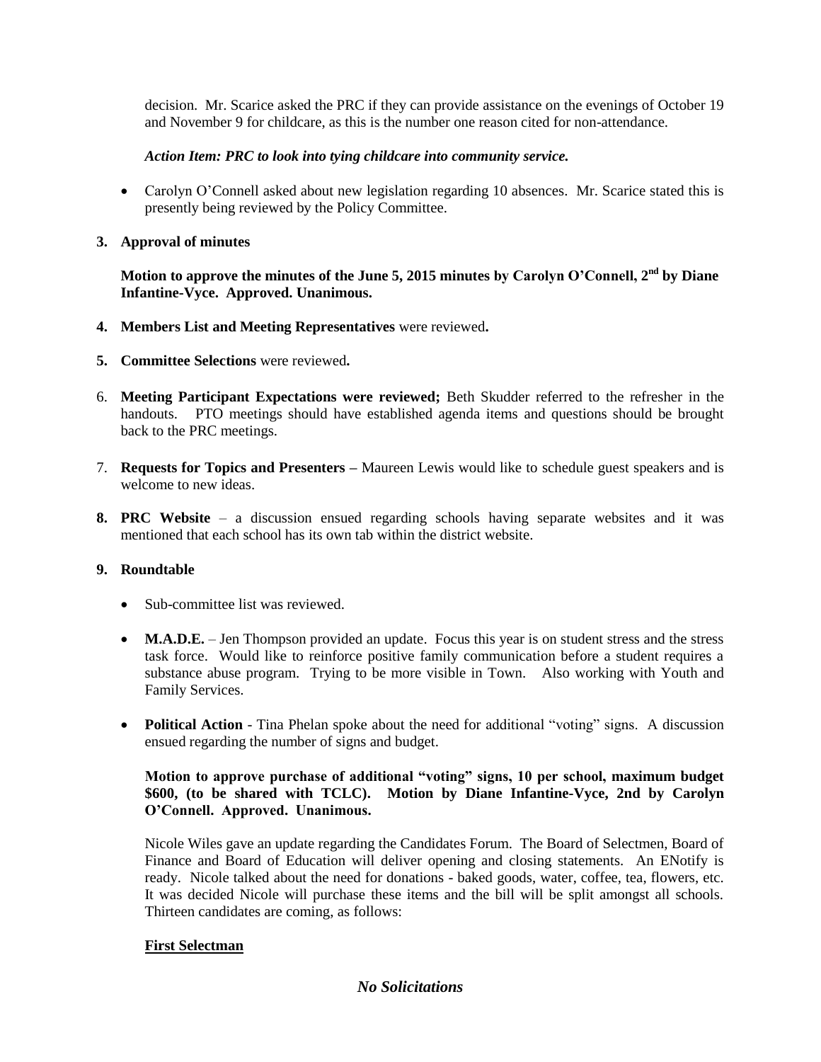decision. Mr. Scarice asked the PRC if they can provide assistance on the evenings of October 19 and November 9 for childcare, as this is the number one reason cited for non-attendance.

*Action Item: PRC to look into tying childcare into community service.*

- Carolyn O'Connell asked about new legislation regarding 10 absences. Mr. Scarice stated this is presently being reviewed by the Policy Committee.

**3. Approval of minutes**

**Motion to approve the minutes of the June 5, 2015 minutes by Carolyn O'Connell, 2nd by Diane Infantine-Vyce. Approved. Unanimous.**

**4. Members List and Meeting Representatives** were reviewed**.**

**5. Committee Selections** were reviewed**.**

6. **Meeting Participant Expectations were reviewed;** Beth Skudder referred to the refresher in the handouts. PTO meetings should have established agenda items and questions should be brought back to the PRC meetings.

7. **Requests for Topics and Presenters –** Maureen Lewis would like to schedule guest speakers and is welcome to new ideas.

**8. PRC Website** – a discussion ensued regarding schools having separate websites and it was mentioned that each school has its own tab within the district website.

**9. Roundtable**

- Sub-committee list was reviewed.

- **M.A.D.E.** – Jen Thompson provided an update. Focus this year is on student stress and the stress task force. Would like to reinforce positive family communication before a student requires a substance abuse program. Trying to be more visible in Town. Also working with Youth and Family Services.

- **Political Action** - Tina Phelan spoke about the need for additional "voting" signs. A discussion ensued regarding the number of signs and budget.

  **Motion to approve purchase of additional "voting" signs, 10 per school, maximum budget \$600, (to be shared with TCLC). Motion by Diane Infantine-Vyce, 2nd by Carolyn O'Connell. Approved. Unanimous.**

  Nicole Wiles gave an update regarding the Candidates Forum. The Board of Selectmen, Board of Finance and Board of Education will deliver opening and closing statements. An ENotify is ready. Nicole talked about the need for donations - baked goods, water, coffee, tea, flowers, etc. It was decided Nicole will purchase these items and the bill will be split amongst all schools. Thirteen candidates are coming, as follows:

  **<u>First Selectman</u>**

***No Solicitations***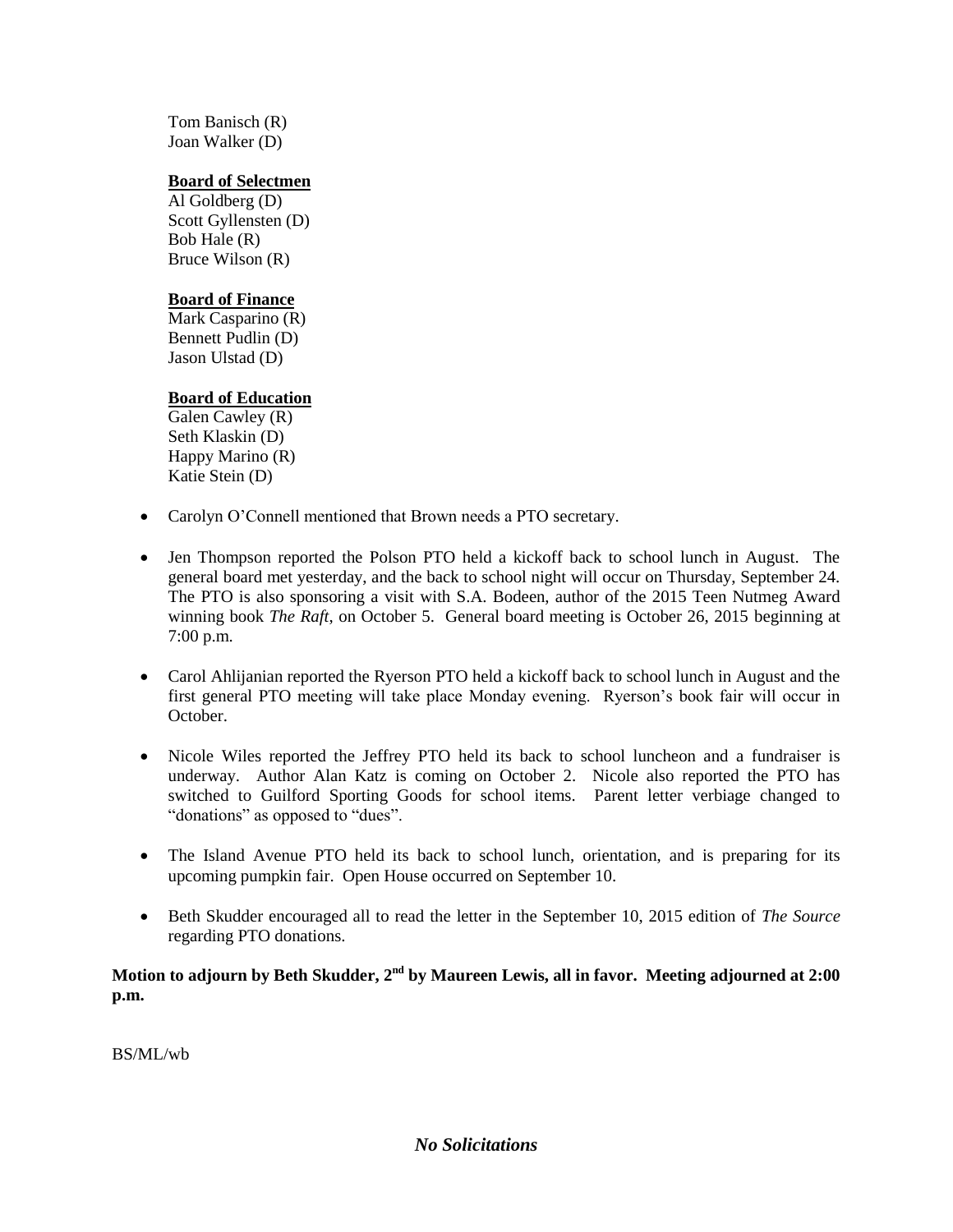Tom Banisch (R)
Joan Walker (D)

**Board of Selectmen**
Al Goldberg (D)
Scott Gyllensten (D)
Bob Hale (R)
Bruce Wilson (R)

**Board of Finance**
Mark Casparino (R)
Bennett Pudlin (D)
Jason Ulstad (D)

**Board of Education**
Galen Cawley (R)
Seth Klaskin (D)
Happy Marino (R)
Katie Stein (D)

- Carolyn O'Connell mentioned that Brown needs a PTO secretary.

- Jen Thompson reported the Polson PTO held a kickoff back to school lunch in August. The general board met yesterday, and the back to school night will occur on Thursday, September 24. The PTO is also sponsoring a visit with S.A. Bodeen, author of the 2015 Teen Nutmeg Award winning book *The Raft*, on October 5. General board meeting is October 26, 2015 beginning at 7:00 p.m.

- Carol Ahlijanian reported the Ryerson PTO held a kickoff back to school lunch in August and the first general PTO meeting will take place Monday evening. Ryerson's book fair will occur in October.

- Nicole Wiles reported the Jeffrey PTO held its back to school luncheon and a fundraiser is underway. Author Alan Katz is coming on October 2. Nicole also reported the PTO has switched to Guilford Sporting Goods for school items. Parent letter verbiage changed to "donations" as opposed to "dues".

- The Island Avenue PTO held its back to school lunch, orientation, and is preparing for its upcoming pumpkin fair. Open House occurred on September 10.

- Beth Skudder encouraged all to read the letter in the September 10, 2015 edition of *The Source* regarding PTO donations.

**Motion to adjourn by Beth Skudder, 2nd by Maureen Lewis, all in favor. Meeting adjourned at 2:00 p.m.**

BS/ML/wb

***No Solicitations***